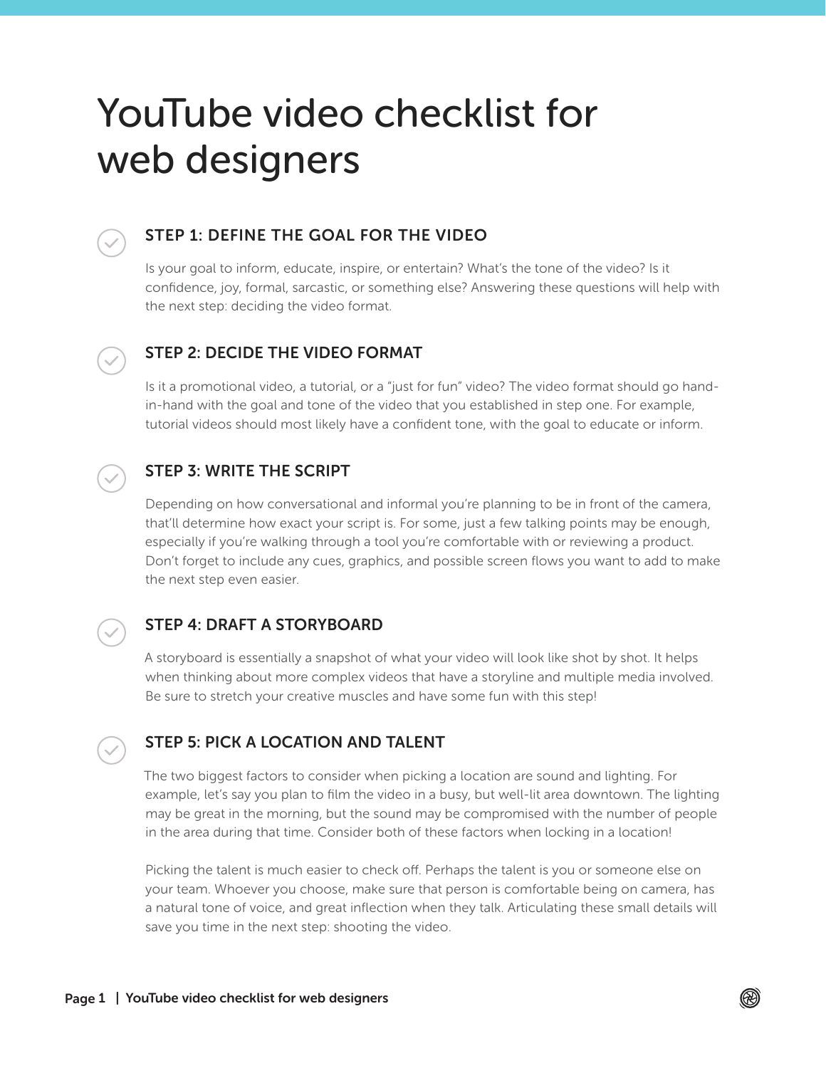# YouTube video checklist for web designers

## STEP 1: DEFINE THE GOAL FOR THE VIDEO

Is your goal to inform, educate, inspire, or entertain? What's the tone of the video? Is it confidence, joy, formal, sarcastic, or something else? Answering these questions will help with the next step: deciding the video format.

## STEP 2: DECIDE THE VIDEO FORMAT

Is it a promotional video, a tutorial, or a "just for fun" video? The video format should go hand-in-hand with the goal and tone of the video that you established in step one. For example, tutorial videos should most likely have a confident tone, with the goal to educate or inform.

## STEP 3: WRITE THE SCRIPT

Depending on how conversational and informal you're planning to be in front of the camera, that'll determine how exact your script is. For some, just a few talking points may be enough, especially if you're walking through a tool you're comfortable with or reviewing a product. Don't forget to include any cues, graphics, and possible screen flows you want to add to make the next step even easier.

## STEP 4: DRAFT A STORYBOARD

A storyboard is essentially a snapshot of what your video will look like shot by shot. It helps when thinking about more complex videos that have a storyline and multiple media involved. Be sure to stretch your creative muscles and have some fun with this step!

## STEP 5: PICK A LOCATION AND TALENT

The two biggest factors to consider when picking a location are sound and lighting. For example, let's say you plan to film the video in a busy, but well-lit area downtown. The lighting may be great in the morning, but the sound may be compromised with the number of people in the area during that time. Consider both of these factors when locking in a location!

Picking the talent is much easier to check off. Perhaps the talent is you or someone else on your team. Whoever you choose, make sure that person is comfortable being on camera, has a natural tone of voice, and great inflection when they talk. Articulating these small details will save you time in the next step: shooting the video.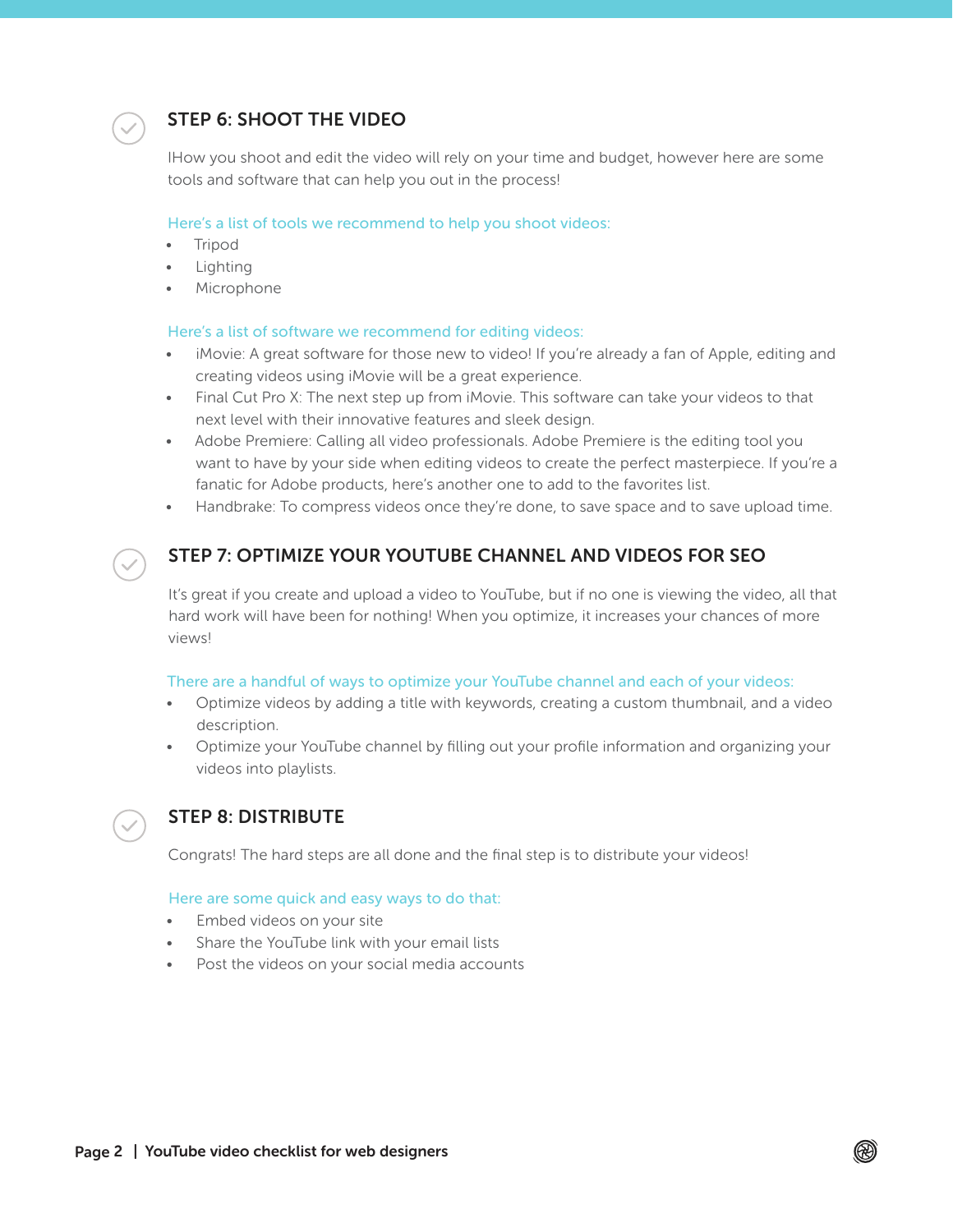## STEP 6: SHOOT THE VIDEO

IHow you shoot and edit the video will rely on your time and budget, however here are some tools and software that can help you out in the process!

Here's a list of tools we recommend to help you shoot videos:

- Tripod
- Lighting
- Microphone

Here's a list of software we recommend for editing videos:

- iMovie: A great software for those new to video! If you're already a fan of Apple, editing and creating videos using iMovie will be a great experience.
- Final Cut Pro X: The next step up from iMovie. This software can take your videos to that next level with their innovative features and sleek design.
- Adobe Premiere: Calling all video professionals. Adobe Premiere is the editing tool you want to have by your side when editing videos to create the perfect masterpiece. If you're a fanatic for Adobe products, here's another one to add to the favorites list.
- Handbrake: To compress videos once they're done, to save space and to save upload time.

## STEP 7: OPTIMIZE YOUR YOUTUBE CHANNEL AND VIDEOS FOR SEO

It's great if you create and upload a video to YouTube, but if no one is viewing the video, all that hard work will have been for nothing! When you optimize, it increases your chances of more views!

There are a handful of ways to optimize your YouTube channel and each of your videos:

- Optimize videos by adding a title with keywords, creating a custom thumbnail, and a video description.
- Optimize your YouTube channel by filling out your profile information and organizing your videos into playlists.

## STEP 8: DISTRIBUTE

Congrats! The hard steps are all done and the final step is to distribute your videos!

Here are some quick and easy ways to do that:

- Embed videos on your site
- Share the YouTube link with your email lists
- Post the videos on your social media accounts